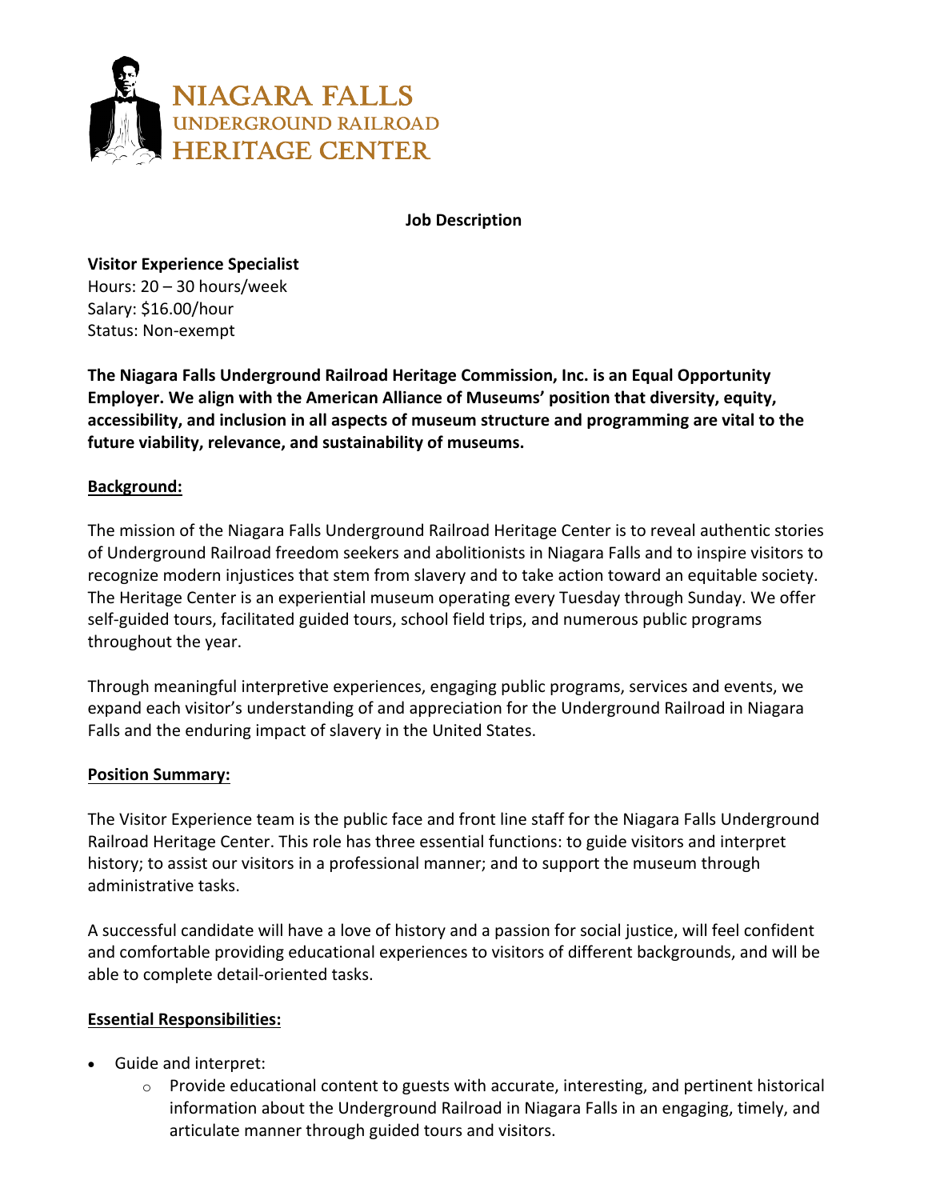NIAGARA FALLS
UNDERGROUND RAILROAD
HERITAGE CENTER

**Job Description**

**Visitor Experience Specialist**
Hours: 20 – 30 hours/week
Salary: $16.00/hour
Status: Non-exempt

**The Niagara Falls Underground Railroad Heritage Commission, Inc. is an Equal Opportunity Employer. We align with the American Alliance of Museums' position that diversity, equity, accessibility, and inclusion in all aspects of museum structure and programming are vital to the future viability, relevance, and sustainability of museums.**

## Background:

The mission of the Niagara Falls Underground Railroad Heritage Center is to reveal authentic stories of Underground Railroad freedom seekers and abolitionists in Niagara Falls and to inspire visitors to recognize modern injustices that stem from slavery and to take action toward an equitable society. The Heritage Center is an experiential museum operating every Tuesday through Sunday. We offer self-guided tours, facilitated guided tours, school field trips, and numerous public programs throughout the year.

Through meaningful interpretive experiences, engaging public programs, services and events, we expand each visitor's understanding of and appreciation for the Underground Railroad in Niagara Falls and the enduring impact of slavery in the United States.

## Position Summary:

The Visitor Experience team is the public face and front line staff for the Niagara Falls Underground Railroad Heritage Center. This role has three essential functions: to guide visitors and interpret history; to assist our visitors in a professional manner; and to support the museum through administrative tasks.

A successful candidate will have a love of history and a passion for social justice, will feel confident and comfortable providing educational experiences to visitors of different backgrounds, and will be able to complete detail-oriented tasks.

## Essential Responsibilities:

- Guide and interpret:
  - Provide educational content to guests with accurate, interesting, and pertinent historical information about the Underground Railroad in Niagara Falls in an engaging, timely, and articulate manner through guided tours and visitors.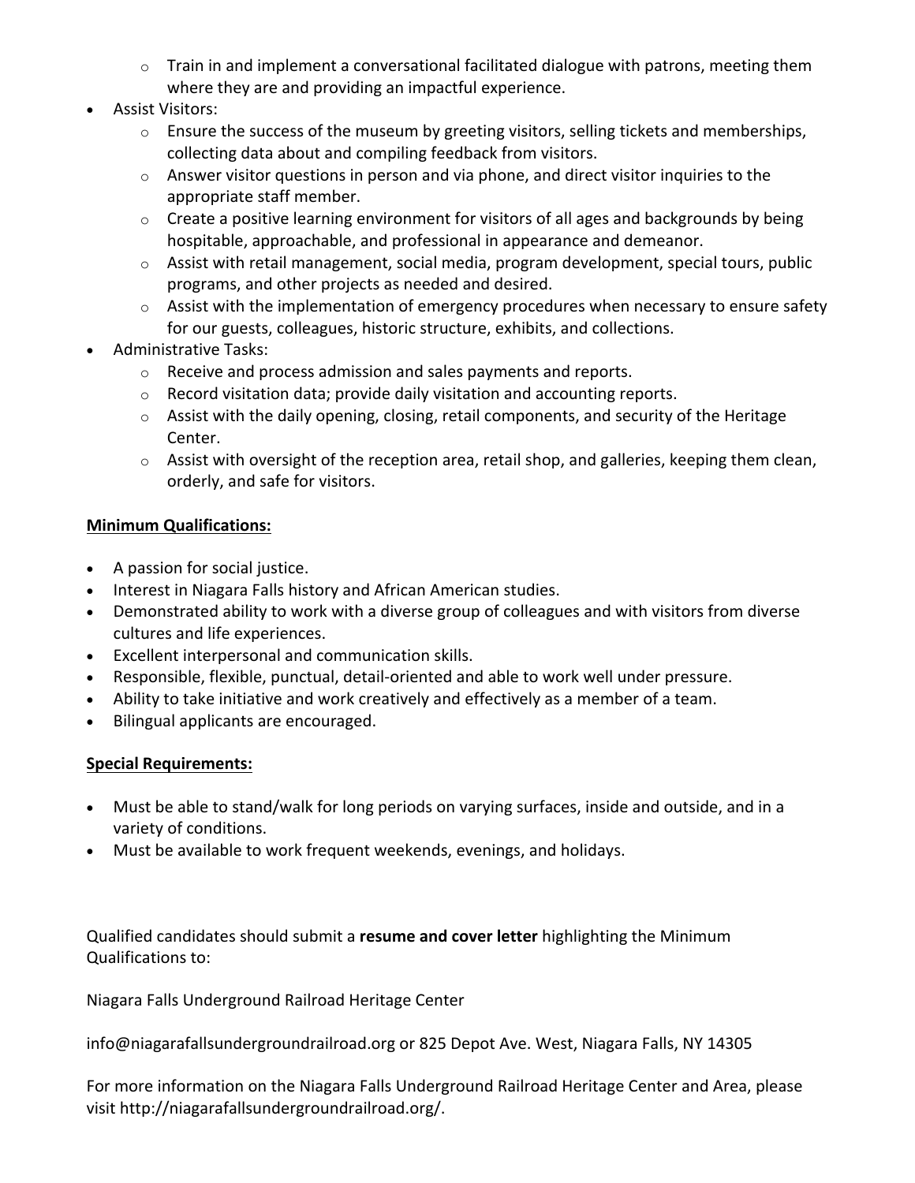- Train in and implement a conversational facilitated dialogue with patrons, meeting them where they are and providing an impactful experience.
- Assist Visitors:
  - Ensure the success of the museum by greeting visitors, selling tickets and memberships, collecting data about and compiling feedback from visitors.
  - Answer visitor questions in person and via phone, and direct visitor inquiries to the appropriate staff member.
  - Create a positive learning environment for visitors of all ages and backgrounds by being hospitable, approachable, and professional in appearance and demeanor.
  - Assist with retail management, social media, program development, special tours, public programs, and other projects as needed and desired.
  - Assist with the implementation of emergency procedures when necessary to ensure safety for our guests, colleagues, historic structure, exhibits, and collections.
- Administrative Tasks:
  - Receive and process admission and sales payments and reports.
  - Record visitation data; provide daily visitation and accounting reports.
  - Assist with the daily opening, closing, retail components, and security of the Heritage Center.
  - Assist with oversight of the reception area, retail shop, and galleries, keeping them clean, orderly, and safe for visitors.

**Minimum Qualifications:**

- A passion for social justice.
- Interest in Niagara Falls history and African American studies.
- Demonstrated ability to work with a diverse group of colleagues and with visitors from diverse cultures and life experiences.
- Excellent interpersonal and communication skills.
- Responsible, flexible, punctual, detail-oriented and able to work well under pressure.
- Ability to take initiative and work creatively and effectively as a member of a team.
- Bilingual applicants are encouraged.

**Special Requirements:**

- Must be able to stand/walk for long periods on varying surfaces, inside and outside, and in a variety of conditions.
- Must be available to work frequent weekends, evenings, and holidays.

Qualified candidates should submit a **resume and cover letter** highlighting the Minimum Qualifications to:

Niagara Falls Underground Railroad Heritage Center

info@niagarafallsundergroundrailroad.org or 825 Depot Ave. West, Niagara Falls, NY 14305

For more information on the Niagara Falls Underground Railroad Heritage Center and Area, please visit http://niagarafallsundergroundrailroad.org/.